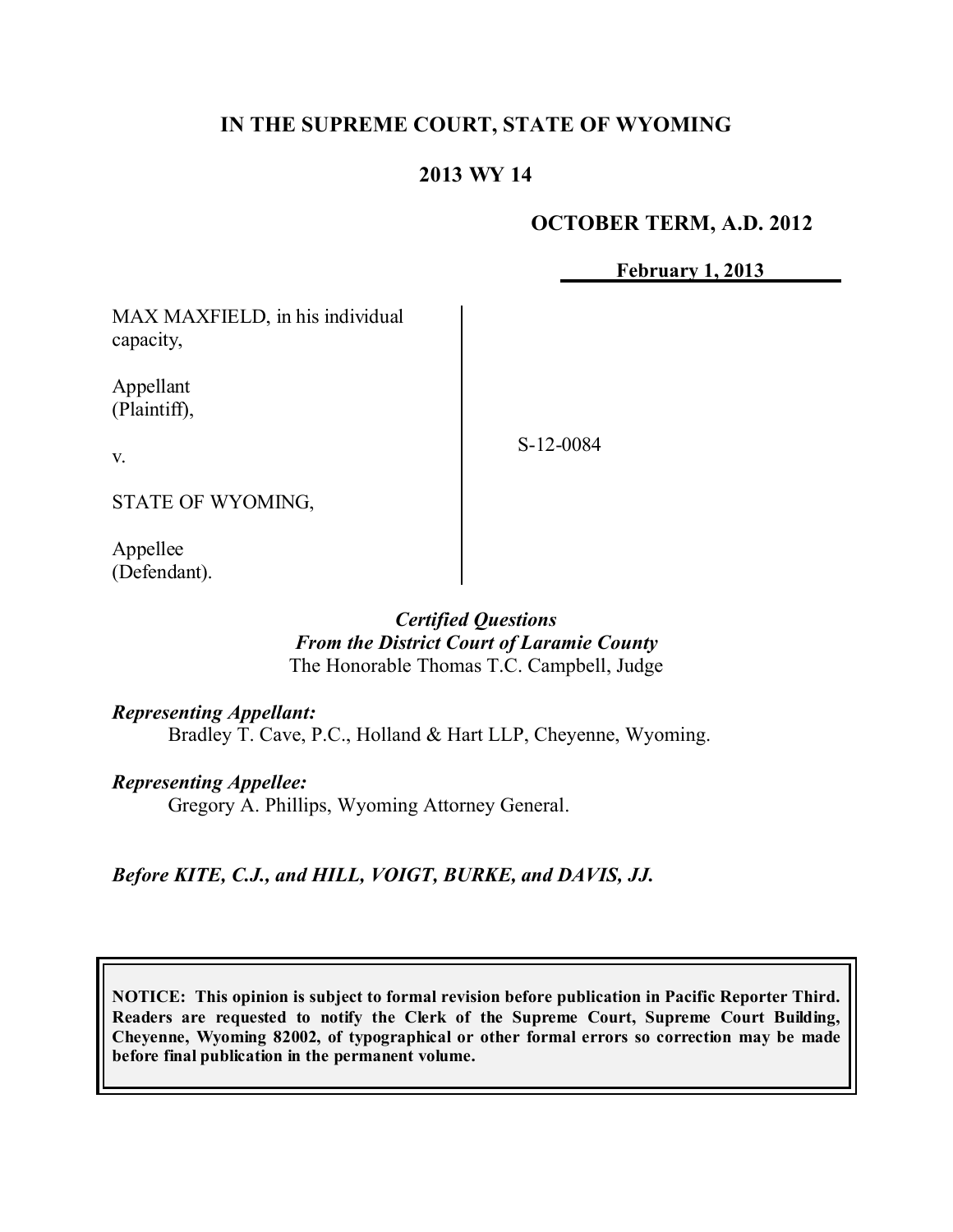**IN THE SUPREME COURT, STATE OF WYOMING**

**2013 WY 14**

**OCTOBER TERM, A.D. 2012**

**February 1, 2013**

| | | |
|---|---|---|
| MAX MAXFIELD, in his individual capacity,<br><br>Appellant (Plaintiff),<br><br>v.<br><br>STATE OF WYOMING,<br><br>Appellee (Defendant). | | S-12-0084 |

***Certified Questions***
***From the District Court of Laramie County***
The Honorable Thomas T.C. Campbell, Judge

***Representing Appellant:***
Bradley T. Cave, P.C., Holland & Hart LLP, Cheyenne, Wyoming.

***Representing Appellee:***
Gregory A. Phillips, Wyoming Attorney General.

***Before KITE, C.J., and HILL, VOIGT, BURKE, and DAVIS, JJ.***

**NOTICE: This opinion is subject to formal revision before publication in Pacific Reporter Third. Readers are requested to notify the Clerk of the Supreme Court, Supreme Court Building, Cheyenne, Wyoming 82002, of typographical or other formal errors so correction may be made before final publication in the permanent volume.**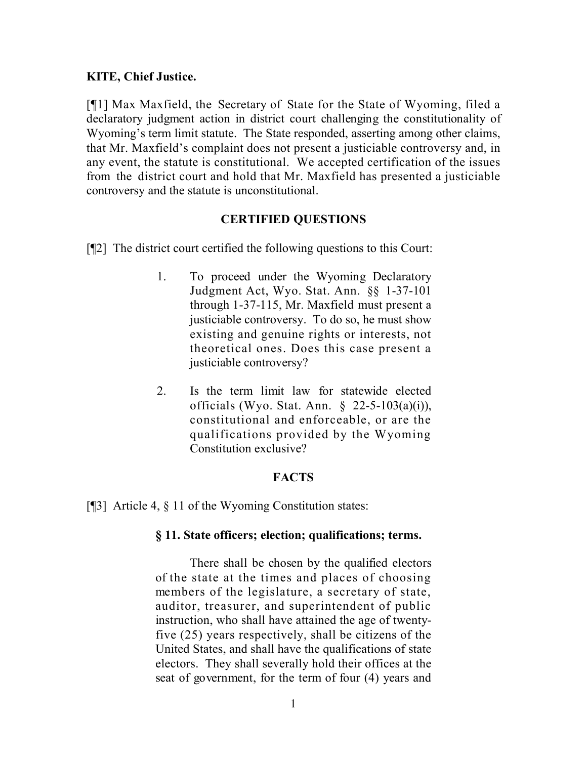**KITE, Chief Justice.**

[¶1] Max Maxfield, the Secretary of State for the State of Wyoming, filed a declaratory judgment action in district court challenging the constitutionality of Wyoming's term limit statute. The State responded, asserting among other claims, that Mr. Maxfield's complaint does not present a justiciable controversy and, in any event, the statute is constitutional. We accepted certification of the issues from the district court and hold that Mr. Maxfield has presented a justiciable controversy and the statute is unconstitutional.

## CERTIFIED QUESTIONS

[¶2] The district court certified the following questions to this Court:

> 1. To proceed under the Wyoming Declaratory Judgment Act, Wyo. Stat. Ann. §§ 1-37-101 through 1-37-115, Mr. Maxfield must present a justiciable controversy. To do so, he must show existing and genuine rights or interests, not theoretical ones. Does this case present a justiciable controversy?
>
> 2. Is the term limit law for statewide elected officials (Wyo. Stat. Ann. § 22-5-103(a)(i)), constitutional and enforceable, or are the qualifications provided by the Wyoming Constitution exclusive?

## FACTS

[¶3] Article 4, § 11 of the Wyoming Constitution states:

> **§ 11. State officers; election; qualifications; terms.**
>
> There shall be chosen by the qualified electors of the state at the times and places of choosing members of the legislature, a secretary of state, auditor, treasurer, and superintendent of public instruction, who shall have attained the age of twenty-five (25) years respectively, shall be citizens of the United States, and shall have the qualifications of state electors. They shall severally hold their offices at the seat of government, for the term of four (4) years and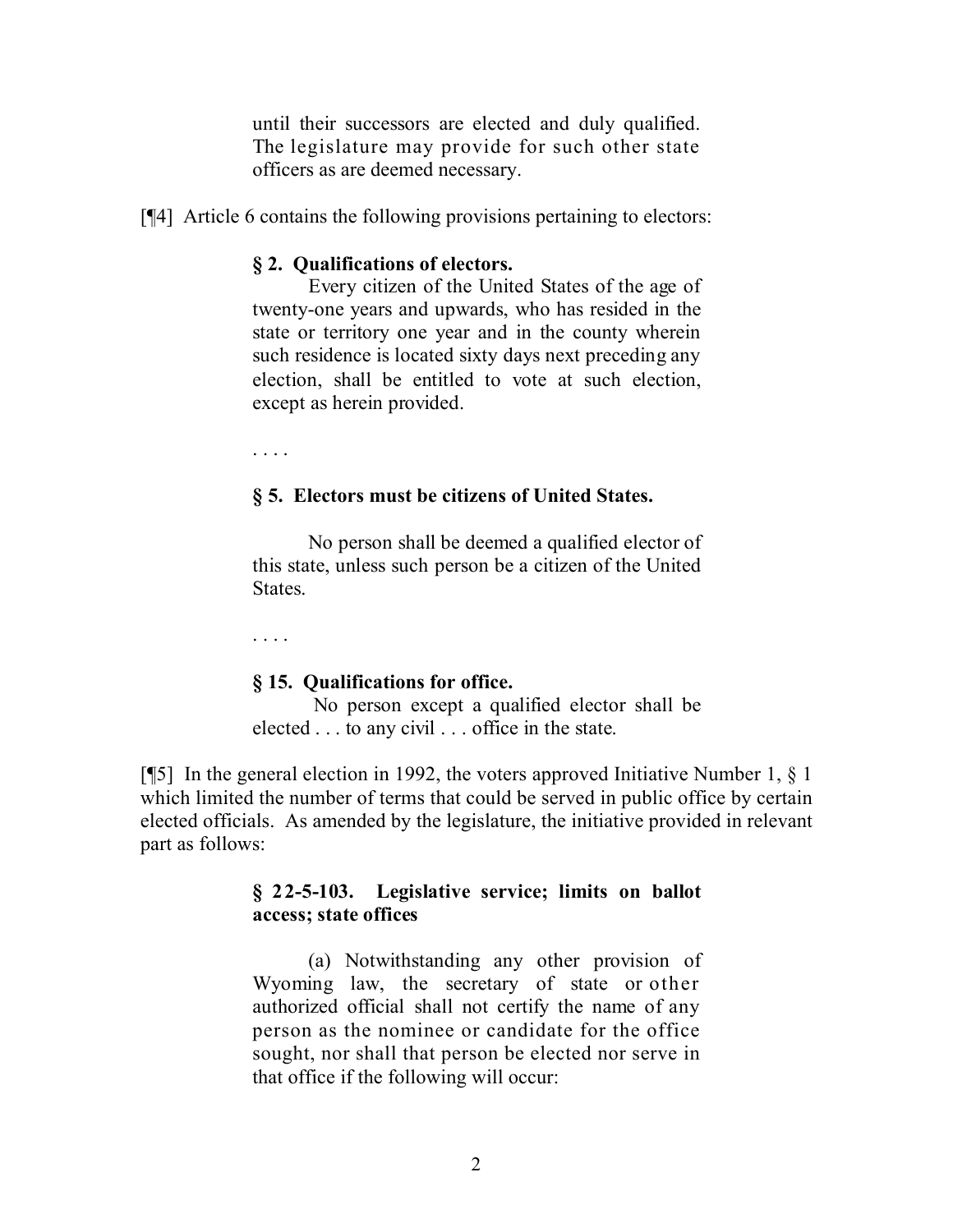> until their successors are elected and duly qualified. The legislature may provide for such other state officers as are deemed necessary.

[¶4] Article 6 contains the following provisions pertaining to electors:

> **§ 2. Qualifications of electors.**
>
> Every citizen of the United States of the age of twenty-one years and upwards, who has resided in the state or territory one year and in the county wherein such residence is located sixty days next preceding any election, shall be entitled to vote at such election, except as herein provided.
>
> . . . .
>
> **§ 5. Electors must be citizens of United States.**
>
> No person shall be deemed a qualified elector of this state, unless such person be a citizen of the United States.
>
> . . . .
>
> **§ 15. Qualifications for office.**
>
> No person except a qualified elector shall be elected . . . to any civil . . . office in the state.

[¶5] In the general election in 1992, the voters approved Initiative Number 1, § 1 which limited the number of terms that could be served in public office by certain elected officials. As amended by the legislature, the initiative provided in relevant part as follows:

> **§ 22-5-103. Legislative service; limits on ballot access; state offices**
>
> (a) Notwithstanding any other provision of Wyoming law, the secretary of state or other authorized official shall not certify the name of any person as the nominee or candidate for the office sought, nor shall that person be elected nor serve in that office if the following will occur: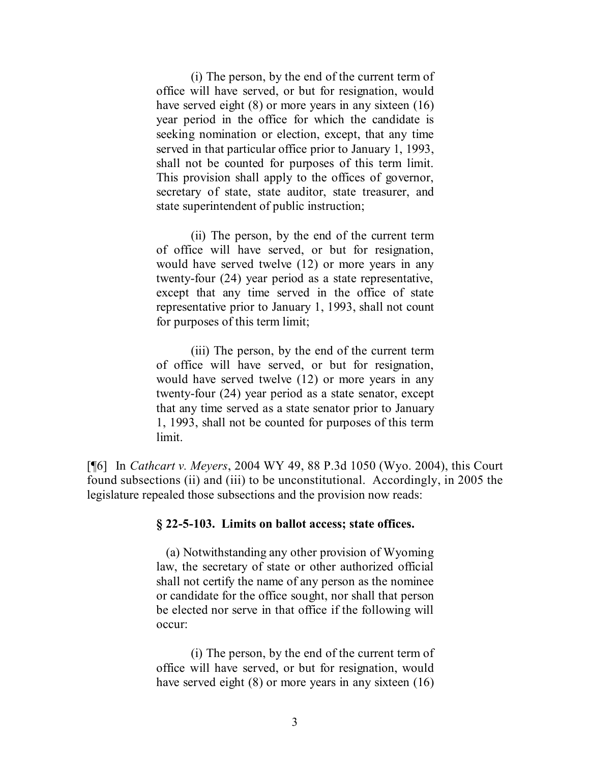(i) The person, by the end of the current term of office will have served, or but for resignation, would have served eight (8) or more years in any sixteen (16) year period in the office for which the candidate is seeking nomination or election, except, that any time served in that particular office prior to January 1, 1993, shall not be counted for purposes of this term limit. This provision shall apply to the offices of governor, secretary of state, state auditor, state treasurer, and state superintendent of public instruction;

(ii) The person, by the end of the current term of office will have served, or but for resignation, would have served twelve (12) or more years in any twenty-four (24) year period as a state representative, except that any time served in the office of state representative prior to January 1, 1993, shall not count for purposes of this term limit;

(iii) The person, by the end of the current term of office will have served, or but for resignation, would have served twelve (12) or more years in any twenty-four (24) year period as a state senator, except that any time served as a state senator prior to January 1, 1993, shall not be counted for purposes of this term limit.

[¶6] In *Cathcart v. Meyers*, 2004 WY 49, 88 P.3d 1050 (Wyo. 2004), this Court found subsections (ii) and (iii) to be unconstitutional. Accordingly, in 2005 the legislature repealed those subsections and the provision now reads:

**§ 22-5-103. Limits on ballot access; state offices.**

(a) Notwithstanding any other provision of Wyoming law, the secretary of state or other authorized official shall not certify the name of any person as the nominee or candidate for the office sought, nor shall that person be elected nor serve in that office if the following will occur:

(i) The person, by the end of the current term of office will have served, or but for resignation, would have served eight (8) or more years in any sixteen (16)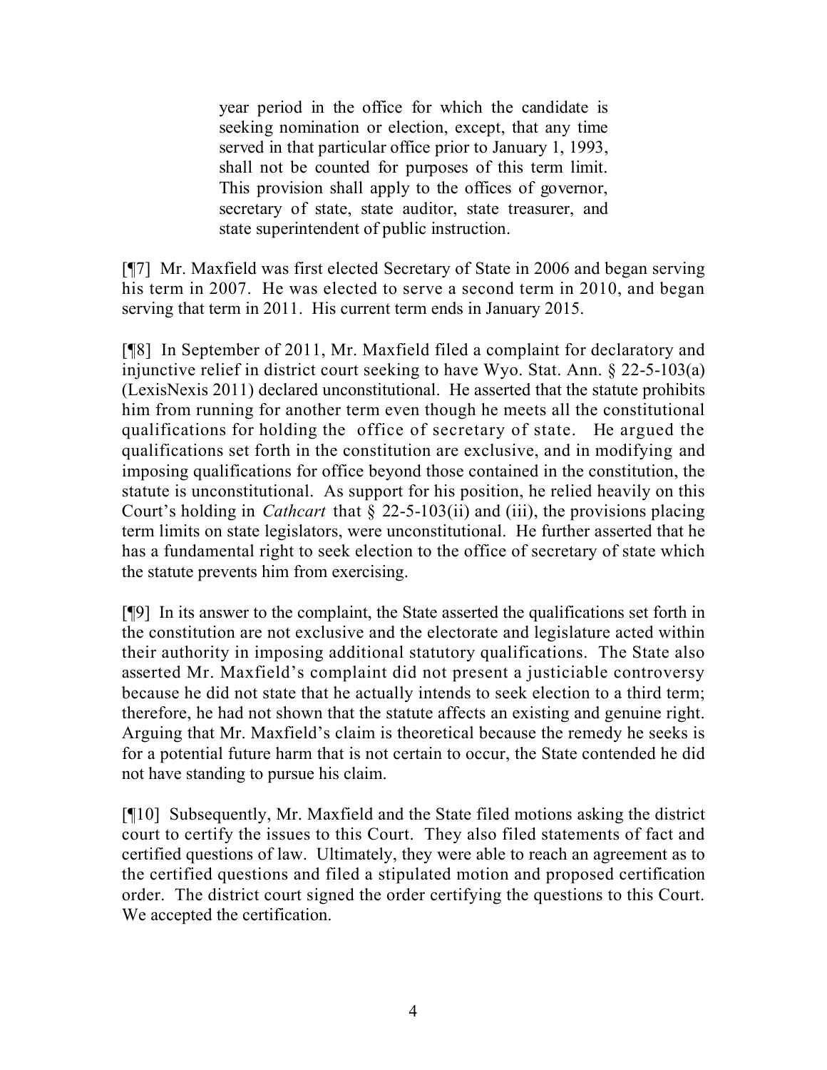> year period in the office for which the candidate is seeking nomination or election, except, that any time served in that particular office prior to January 1, 1993, shall not be counted for purposes of this term limit. This provision shall apply to the offices of governor, secretary of state, state auditor, state treasurer, and state superintendent of public instruction.

[¶7] Mr. Maxfield was first elected Secretary of State in 2006 and began serving his term in 2007. He was elected to serve a second term in 2010, and began serving that term in 2011. His current term ends in January 2015.

[¶8] In September of 2011, Mr. Maxfield filed a complaint for declaratory and injunctive relief in district court seeking to have Wyo. Stat. Ann. § 22-5-103(a) (LexisNexis 2011) declared unconstitutional. He asserted that the statute prohibits him from running for another term even though he meets all the constitutional qualifications for holding the office of secretary of state. He argued the qualifications set forth in the constitution are exclusive, and in modifying and imposing qualifications for office beyond those contained in the constitution, the statute is unconstitutional. As support for his position, he relied heavily on this Court's holding in *Cathcart* that § 22-5-103(ii) and (iii), the provisions placing term limits on state legislators, were unconstitutional. He further asserted that he has a fundamental right to seek election to the office of secretary of state which the statute prevents him from exercising.

[¶9] In its answer to the complaint, the State asserted the qualifications set forth in the constitution are not exclusive and the electorate and legislature acted within their authority in imposing additional statutory qualifications. The State also asserted Mr. Maxfield's complaint did not present a justiciable controversy because he did not state that he actually intends to seek election to a third term; therefore, he had not shown that the statute affects an existing and genuine right. Arguing that Mr. Maxfield's claim is theoretical because the remedy he seeks is for a potential future harm that is not certain to occur, the State contended he did not have standing to pursue his claim.

[¶10] Subsequently, Mr. Maxfield and the State filed motions asking the district court to certify the issues to this Court. They also filed statements of fact and certified questions of law. Ultimately, they were able to reach an agreement as to the certified questions and filed a stipulated motion and proposed certification order. The district court signed the order certifying the questions to this Court. We accepted the certification.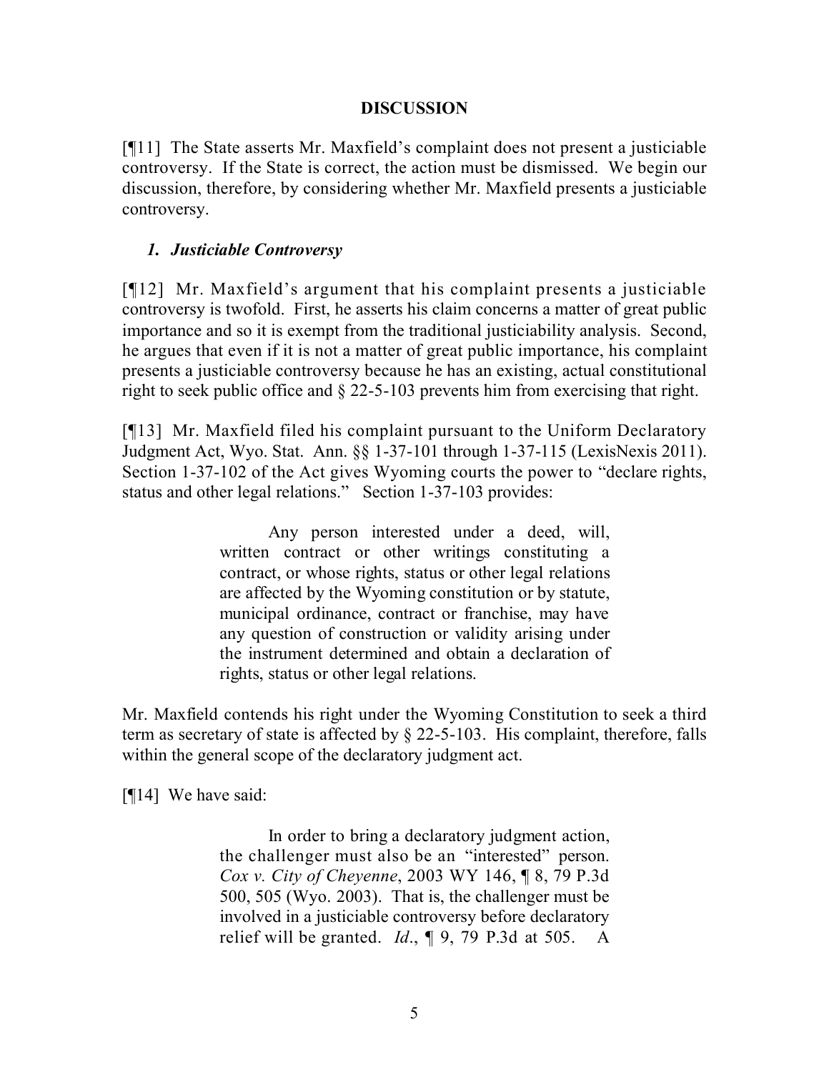## DISCUSSION

[¶11] The State asserts Mr. Maxfield's complaint does not present a justiciable controversy. If the State is correct, the action must be dismissed. We begin our discussion, therefore, by considering whether Mr. Maxfield presents a justiciable controversy.

### *1. Justiciable Controversy*

[¶12] Mr. Maxfield's argument that his complaint presents a justiciable controversy is twofold. First, he asserts his claim concerns a matter of great public importance and so it is exempt from the traditional justiciability analysis. Second, he argues that even if it is not a matter of great public importance, his complaint presents a justiciable controversy because he has an existing, actual constitutional right to seek public office and § 22-5-103 prevents him from exercising that right.

[¶13] Mr. Maxfield filed his complaint pursuant to the Uniform Declaratory Judgment Act, Wyo. Stat. Ann. §§ 1-37-101 through 1-37-115 (LexisNexis 2011). Section 1-37-102 of the Act gives Wyoming courts the power to "declare rights, status and other legal relations." Section 1-37-103 provides:

> Any person interested under a deed, will, written contract or other writings constituting a contract, or whose rights, status or other legal relations are affected by the Wyoming constitution or by statute, municipal ordinance, contract or franchise, may have any question of construction or validity arising under the instrument determined and obtain a declaration of rights, status or other legal relations.

Mr. Maxfield contends his right under the Wyoming Constitution to seek a third term as secretary of state is affected by § 22-5-103. His complaint, therefore, falls within the general scope of the declaratory judgment act.

[¶14] We have said:

> In order to bring a declaratory judgment action, the challenger must also be an "interested" person. *Cox v. City of Cheyenne*, 2003 WY 146, ¶ 8, 79 P.3d 500, 505 (Wyo. 2003). That is, the challenger must be involved in a justiciable controversy before declaratory relief will be granted. *Id*., ¶ 9, 79 P.3d at 505. A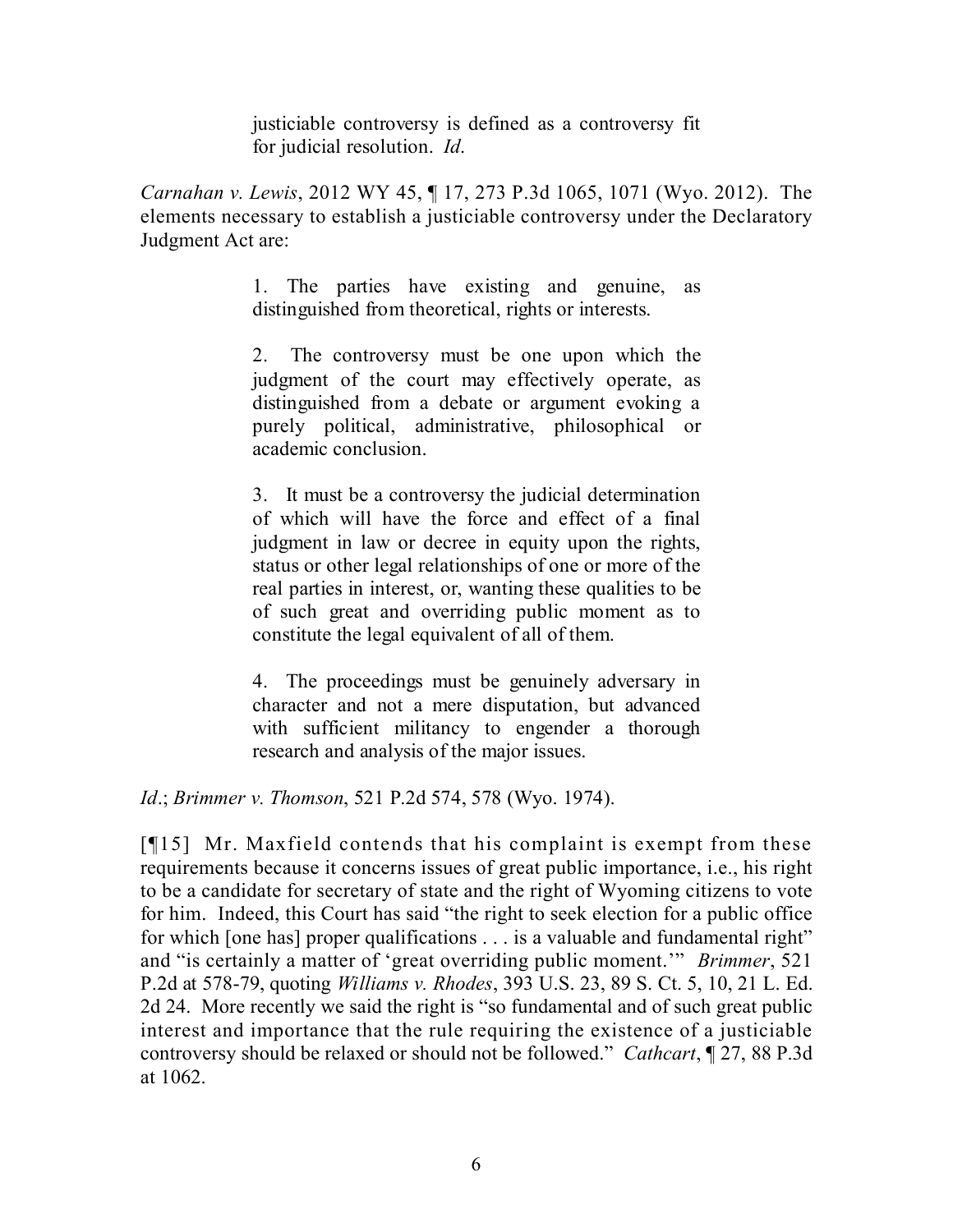> justiciable controversy is defined as a controversy fit for judicial resolution. *Id*.

*Carnahan v. Lewis*, 2012 WY 45, ¶ 17, 273 P.3d 1065, 1071 (Wyo. 2012). The elements necessary to establish a justiciable controversy under the Declaratory Judgment Act are:

> 1. The parties have existing and genuine, as distinguished from theoretical, rights or interests.
>
> 2. The controversy must be one upon which the judgment of the court may effectively operate, as distinguished from a debate or argument evoking a purely political, administrative, philosophical or academic conclusion.
>
> 3. It must be a controversy the judicial determination of which will have the force and effect of a final judgment in law or decree in equity upon the rights, status or other legal relationships of one or more of the real parties in interest, or, wanting these qualities to be of such great and overriding public moment as to constitute the legal equivalent of all of them.
>
> 4. The proceedings must be genuinely adversary in character and not a mere disputation, but advanced with sufficient militancy to engender a thorough research and analysis of the major issues.

*Id*.; *Brimmer v. Thomson*, 521 P.2d 574, 578 (Wyo. 1974).

[¶15] Mr. Maxfield contends that his complaint is exempt from these requirements because it concerns issues of great public importance, i.e., his right to be a candidate for secretary of state and the right of Wyoming citizens to vote for him. Indeed, this Court has said "the right to seek election for a public office for which [one has] proper qualifications . . . is a valuable and fundamental right" and "is certainly a matter of 'great overriding public moment.'" *Brimmer*, 521 P.2d at 578-79, quoting *Williams v. Rhodes*, 393 U.S. 23, 89 S. Ct. 5, 10, 21 L. Ed. 2d 24. More recently we said the right is "so fundamental and of such great public interest and importance that the rule requiring the existence of a justiciable controversy should be relaxed or should not be followed." *Cathcart*, ¶ 27, 88 P.3d at 1062.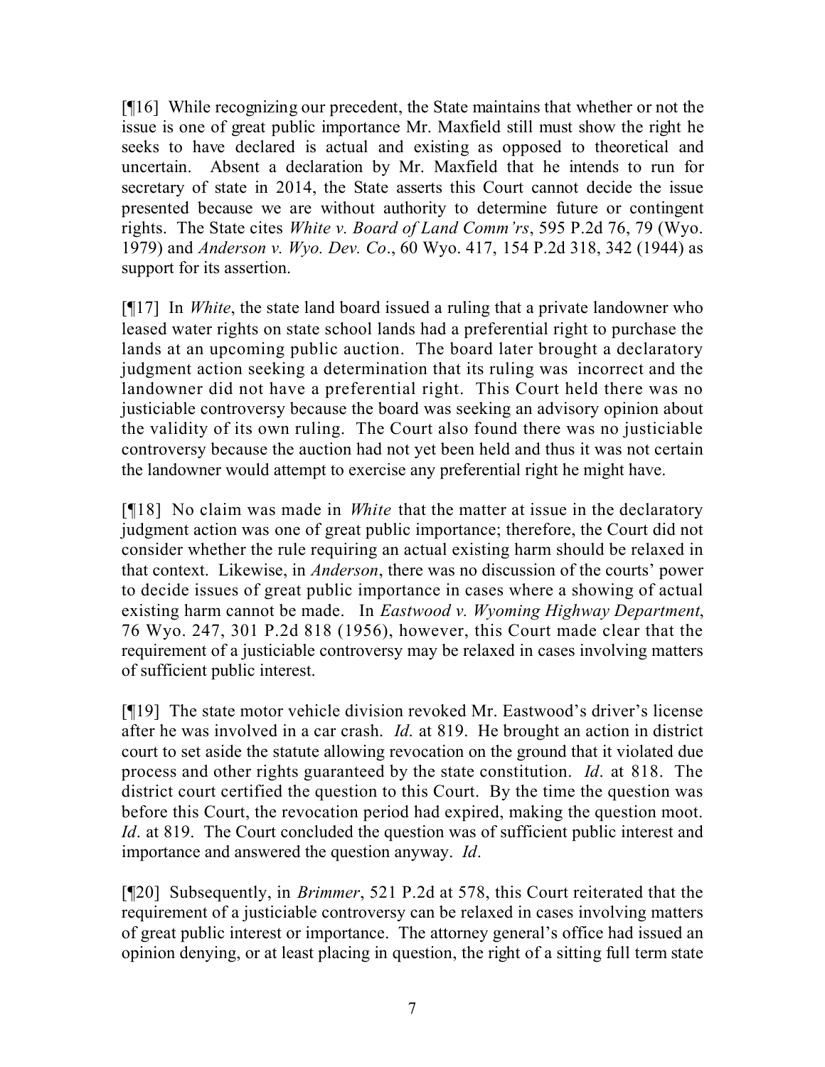[¶16] While recognizing our precedent, the State maintains that whether or not the issue is one of great public importance Mr. Maxfield still must show the right he seeks to have declared is actual and existing as opposed to theoretical and uncertain. Absent a declaration by Mr. Maxfield that he intends to run for secretary of state in 2014, the State asserts this Court cannot decide the issue presented because we are without authority to determine future or contingent rights. The State cites *White v. Board of Land Comm'rs*, 595 P.2d 76, 79 (Wyo. 1979) and *Anderson v. Wyo. Dev. Co*., 60 Wyo. 417, 154 P.2d 318, 342 (1944) as support for its assertion.

[¶17] In *White*, the state land board issued a ruling that a private landowner who leased water rights on state school lands had a preferential right to purchase the lands at an upcoming public auction. The board later brought a declaratory judgment action seeking a determination that its ruling was incorrect and the landowner did not have a preferential right. This Court held there was no justiciable controversy because the board was seeking an advisory opinion about the validity of its own ruling. The Court also found there was no justiciable controversy because the auction had not yet been held and thus it was not certain the landowner would attempt to exercise any preferential right he might have.

[¶18] No claim was made in *White* that the matter at issue in the declaratory judgment action was one of great public importance; therefore, the Court did not consider whether the rule requiring an actual existing harm should be relaxed in that context. Likewise, in *Anderson*, there was no discussion of the courts' power to decide issues of great public importance in cases where a showing of actual existing harm cannot be made. In *Eastwood v. Wyoming Highway Department*, 76 Wyo. 247, 301 P.2d 818 (1956), however, this Court made clear that the requirement of a justiciable controversy may be relaxed in cases involving matters of sufficient public interest.

[¶19] The state motor vehicle division revoked Mr. Eastwood's driver's license after he was involved in a car crash. *Id*. at 819. He brought an action in district court to set aside the statute allowing revocation on the ground that it violated due process and other rights guaranteed by the state constitution. *Id*. at 818. The district court certified the question to this Court. By the time the question was before this Court, the revocation period had expired, making the question moot. *Id*. at 819. The Court concluded the question was of sufficient public interest and importance and answered the question anyway. *Id*.

[¶20] Subsequently, in *Brimmer*, 521 P.2d at 578, this Court reiterated that the requirement of a justiciable controversy can be relaxed in cases involving matters of great public interest or importance. The attorney general's office had issued an opinion denying, or at least placing in question, the right of a sitting full term state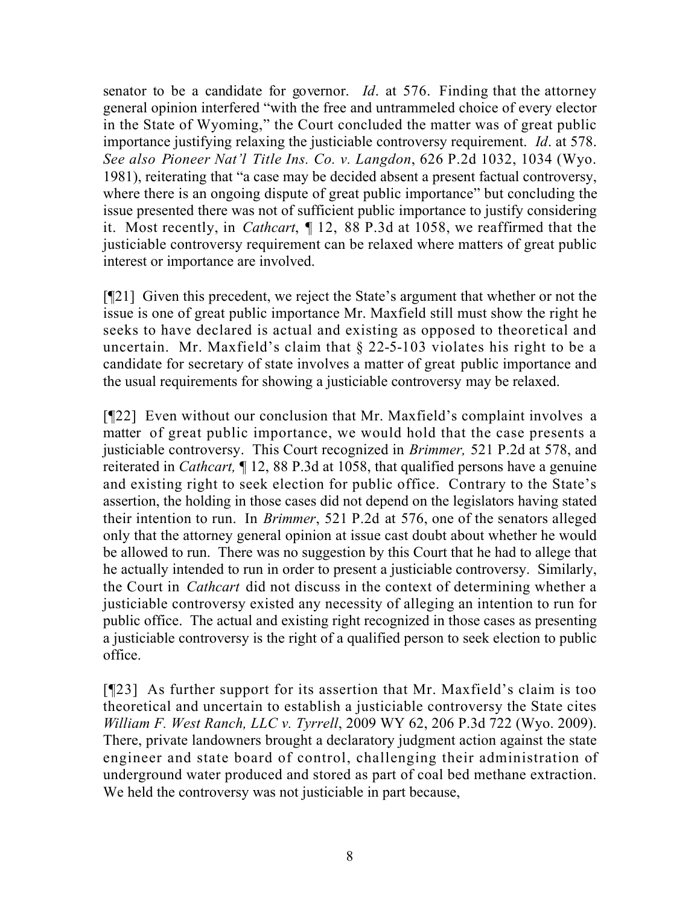senator to be a candidate for governor. *Id*. at 576. Finding that the attorney general opinion interfered "with the free and untrammeled choice of every elector in the State of Wyoming," the Court concluded the matter was of great public importance justifying relaxing the justiciable controversy requirement. *Id*. at 578. *See also Pioneer Nat'l Title Ins. Co. v. Langdon*, 626 P.2d 1032, 1034 (Wyo. 1981), reiterating that "a case may be decided absent a present factual controversy, where there is an ongoing dispute of great public importance" but concluding the issue presented there was not of sufficient public importance to justify considering it. Most recently, in *Cathcart*, ¶ 12, 88 P.3d at 1058, we reaffirmed that the justiciable controversy requirement can be relaxed where matters of great public interest or importance are involved.

[¶21] Given this precedent, we reject the State's argument that whether or not the issue is one of great public importance Mr. Maxfield still must show the right he seeks to have declared is actual and existing as opposed to theoretical and uncertain. Mr. Maxfield's claim that § 22-5-103 violates his right to be a candidate for secretary of state involves a matter of great public importance and the usual requirements for showing a justiciable controversy may be relaxed.

[¶22] Even without our conclusion that Mr. Maxfield's complaint involves a matter of great public importance, we would hold that the case presents a justiciable controversy. This Court recognized in *Brimmer,* 521 P.2d at 578, and reiterated in *Cathcart,* ¶ 12, 88 P.3d at 1058, that qualified persons have a genuine and existing right to seek election for public office. Contrary to the State's assertion, the holding in those cases did not depend on the legislators having stated their intention to run. In *Brimmer*, 521 P.2d at 576, one of the senators alleged only that the attorney general opinion at issue cast doubt about whether he would be allowed to run. There was no suggestion by this Court that he had to allege that he actually intended to run in order to present a justiciable controversy. Similarly, the Court in *Cathcart* did not discuss in the context of determining whether a justiciable controversy existed any necessity of alleging an intention to run for public office. The actual and existing right recognized in those cases as presenting a justiciable controversy is the right of a qualified person to seek election to public office.

[¶23] As further support for its assertion that Mr. Maxfield's claim is too theoretical and uncertain to establish a justiciable controversy the State cites *William F. West Ranch, LLC v. Tyrrell*, 2009 WY 62, 206 P.3d 722 (Wyo. 2009). There, private landowners brought a declaratory judgment action against the state engineer and state board of control, challenging their administration of underground water produced and stored as part of coal bed methane extraction. We held the controversy was not justiciable in part because,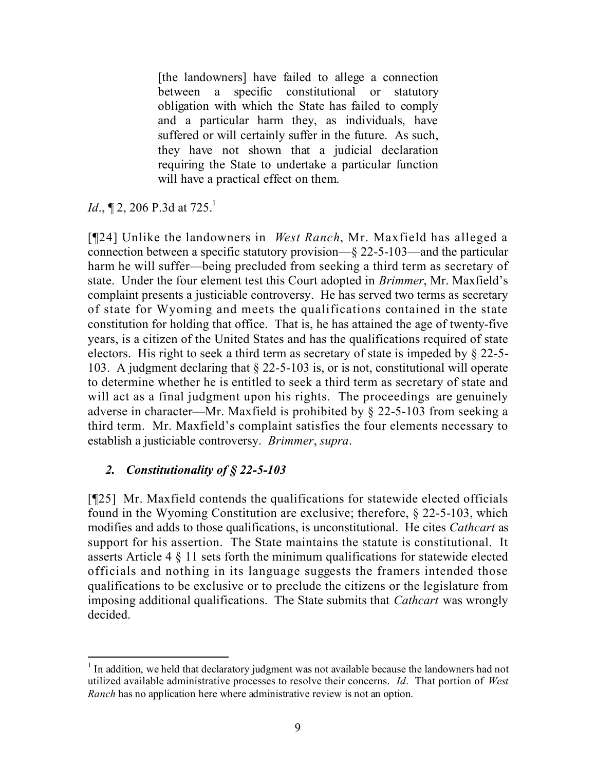> [the landowners] have failed to allege a connection between a specific constitutional or statutory obligation with which the State has failed to comply and a particular harm they, as individuals, have suffered or will certainly suffer in the future. As such, they have not shown that a judicial declaration requiring the State to undertake a particular function will have a practical effect on them.

*Id*., ¶ 2, 206 P.3d at 725.[1]

[¶24] Unlike the landowners in *West Ranch*, Mr. Maxfield has alleged a connection between a specific statutory provision—§ 22-5-103—and the particular harm he will suffer—being precluded from seeking a third term as secretary of state. Under the four element test this Court adopted in *Brimmer*, Mr. Maxfield's complaint presents a justiciable controversy. He has served two terms as secretary of state for Wyoming and meets the qualifications contained in the state constitution for holding that office. That is, he has attained the age of twenty-five years, is a citizen of the United States and has the qualifications required of state electors. His right to seek a third term as secretary of state is impeded by § 22-5-103. A judgment declaring that § 22-5-103 is, or is not, constitutional will operate to determine whether he is entitled to seek a third term as secretary of state and will act as a final judgment upon his rights. The proceedings are genuinely adverse in character—Mr. Maxfield is prohibited by § 22-5-103 from seeking a third term. Mr. Maxfield's complaint satisfies the four elements necessary to establish a justiciable controversy. *Brimmer*, *supra*.

## *2. Constitutionality of § 22-5-103*

[¶25] Mr. Maxfield contends the qualifications for statewide elected officials found in the Wyoming Constitution are exclusive; therefore, § 22-5-103, which modifies and adds to those qualifications, is unconstitutional. He cites *Cathcart* as support for his assertion. The State maintains the statute is constitutional. It asserts Article 4 § 11 sets forth the minimum qualifications for statewide elected officials and nothing in its language suggests the framers intended those qualifications to be exclusive or to preclude the citizens or the legislature from imposing additional qualifications. The State submits that *Cathcart* was wrongly decided.

---

[1] In addition, we held that declaratory judgment was not available because the landowners had not utilized available administrative processes to resolve their concerns. *Id*. That portion of *West Ranch* has no application here where administrative review is not an option.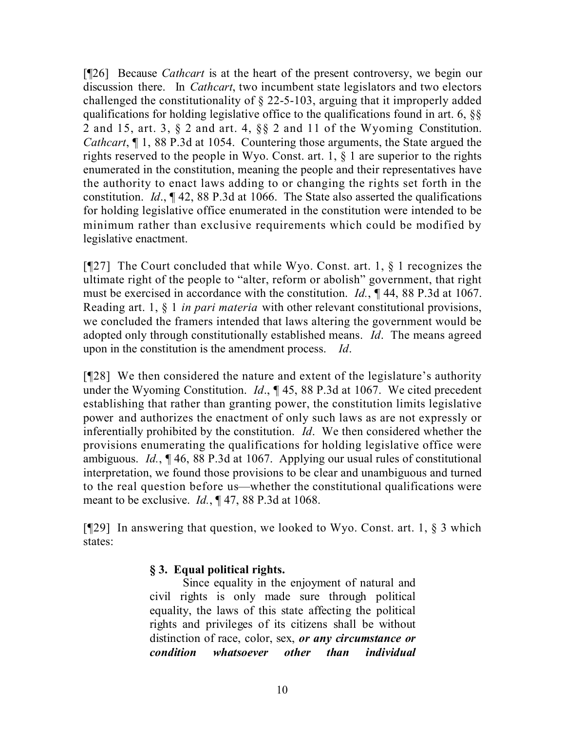[¶26] Because *Cathcart* is at the heart of the present controversy, we begin our discussion there. In *Cathcart*, two incumbent state legislators and two electors challenged the constitutionality of § 22-5-103, arguing that it improperly added qualifications for holding legislative office to the qualifications found in art. 6, §§ 2 and 15, art. 3, § 2 and art. 4, §§ 2 and 11 of the Wyoming Constitution. *Cathcart*, ¶ 1, 88 P.3d at 1054. Countering those arguments, the State argued the rights reserved to the people in Wyo. Const. art. 1, § 1 are superior to the rights enumerated in the constitution, meaning the people and their representatives have the authority to enact laws adding to or changing the rights set forth in the constitution. *Id*., ¶ 42, 88 P.3d at 1066. The State also asserted the qualifications for holding legislative office enumerated in the constitution were intended to be minimum rather than exclusive requirements which could be modified by legislative enactment.

[¶27] The Court concluded that while Wyo. Const. art. 1, § 1 recognizes the ultimate right of the people to "alter, reform or abolish" government, that right must be exercised in accordance with the constitution. *Id*., ¶ 44, 88 P.3d at 1067. Reading art. 1, § 1 *in pari materia* with other relevant constitutional provisions, we concluded the framers intended that laws altering the government would be adopted only through constitutionally established means. *Id*. The means agreed upon in the constitution is the amendment process. *Id*.

[¶28] We then considered the nature and extent of the legislature's authority under the Wyoming Constitution. *Id*., ¶ 45, 88 P.3d at 1067. We cited precedent establishing that rather than granting power, the constitution limits legislative power and authorizes the enactment of only such laws as are not expressly or inferentially prohibited by the constitution. *Id*. We then considered whether the provisions enumerating the qualifications for holding legislative office were ambiguous. *Id.*, ¶ 46, 88 P.3d at 1067. Applying our usual rules of constitutional interpretation, we found those provisions to be clear and unambiguous and turned to the real question before us—whether the constitutional qualifications were meant to be exclusive. *Id.*, ¶ 47, 88 P.3d at 1068.

[¶29] In answering that question, we looked to Wyo. Const. art. 1, § 3 which states:

> **§ 3. Equal political rights.**
>
> Since equality in the enjoyment of natural and civil rights is only made sure through political equality, the laws of this state affecting the political rights and privileges of its citizens shall be without distinction of race, color, sex, ***or any circumstance or condition whatsoever other than individual***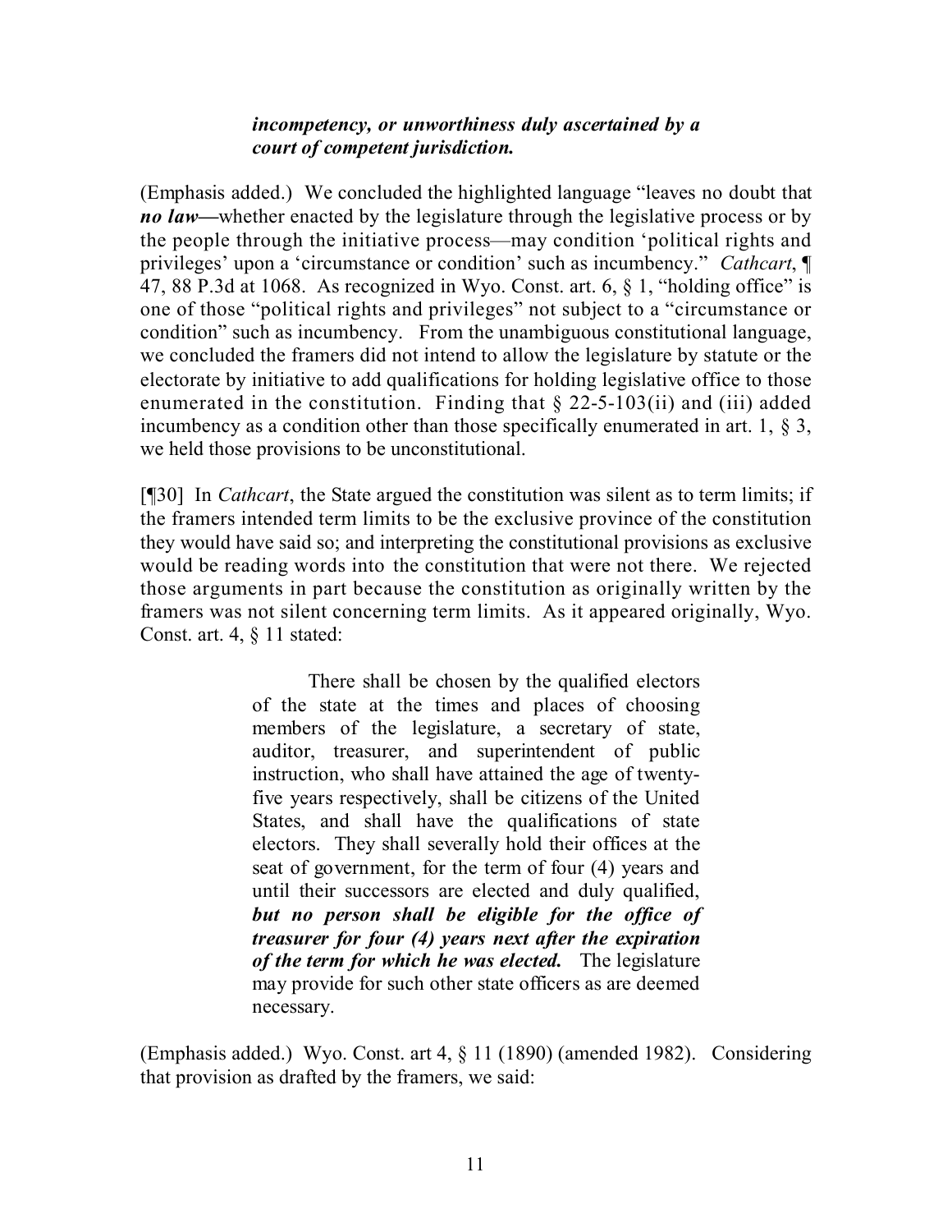> ***incompetency, or unworthiness duly ascertained by a court of competent jurisdiction.***

(Emphasis added.) We concluded the highlighted language "leaves no doubt that ***no law***—whether enacted by the legislature through the legislative process or by the people through the initiative process—may condition 'political rights and privileges' upon a 'circumstance or condition' such as incumbency." *Cathcart*, ¶ 47, 88 P.3d at 1068. As recognized in Wyo. Const. art. 6, § 1, "holding office" is one of those "political rights and privileges" not subject to a "circumstance or condition" such as incumbency. From the unambiguous constitutional language, we concluded the framers did not intend to allow the legislature by statute or the electorate by initiative to add qualifications for holding legislative office to those enumerated in the constitution. Finding that § 22-5-103(ii) and (iii) added incumbency as a condition other than those specifically enumerated in art. 1, § 3, we held those provisions to be unconstitutional.

[¶30] In *Cathcart*, the State argued the constitution was silent as to term limits; if the framers intended term limits to be the exclusive province of the constitution they would have said so; and interpreting the constitutional provisions as exclusive would be reading words into the constitution that were not there. We rejected those arguments in part because the constitution as originally written by the framers was not silent concerning term limits. As it appeared originally, Wyo. Const. art. 4, § 11 stated:

> There shall be chosen by the qualified electors of the state at the times and places of choosing members of the legislature, a secretary of state, auditor, treasurer, and superintendent of public instruction, who shall have attained the age of twenty-five years respectively, shall be citizens of the United States, and shall have the qualifications of state electors. They shall severally hold their offices at the seat of government, for the term of four (4) years and until their successors are elected and duly qualified, ***but no person shall be eligible for the office of treasurer for four (4) years next after the expiration of the term for which he was elected.*** The legislature may provide for such other state officers as are deemed necessary.

(Emphasis added.) Wyo. Const. art 4, § 11 (1890) (amended 1982). Considering that provision as drafted by the framers, we said: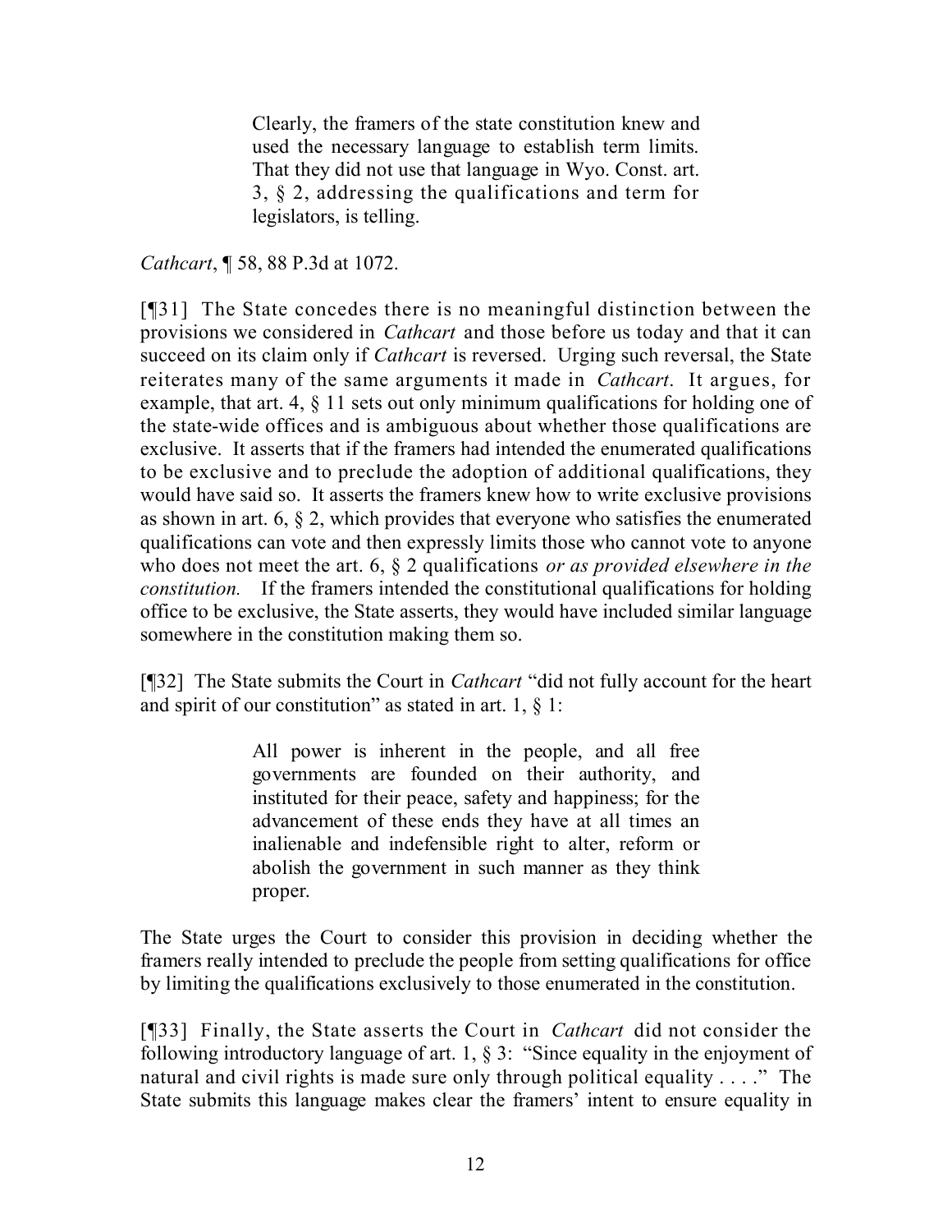> Clearly, the framers of the state constitution knew and used the necessary language to establish term limits. That they did not use that language in Wyo. Const. art. 3, § 2, addressing the qualifications and term for legislators, is telling.

*Cathcart*, ¶ 58, 88 P.3d at 1072.

[¶31] The State concedes there is no meaningful distinction between the provisions we considered in *Cathcart* and those before us today and that it can succeed on its claim only if *Cathcart* is reversed. Urging such reversal, the State reiterates many of the same arguments it made in *Cathcart*. It argues, for example, that art. 4, § 11 sets out only minimum qualifications for holding one of the state-wide offices and is ambiguous about whether those qualifications are exclusive. It asserts that if the framers had intended the enumerated qualifications to be exclusive and to preclude the adoption of additional qualifications, they would have said so. It asserts the framers knew how to write exclusive provisions as shown in art. 6, § 2, which provides that everyone who satisfies the enumerated qualifications can vote and then expressly limits those who cannot vote to anyone who does not meet the art. 6, § 2 qualifications *or as provided elsewhere in the constitution.* If the framers intended the constitutional qualifications for holding office to be exclusive, the State asserts, they would have included similar language somewhere in the constitution making them so.

[¶32] The State submits the Court in *Cathcart* "did not fully account for the heart and spirit of our constitution" as stated in art. 1, § 1:

> All power is inherent in the people, and all free governments are founded on their authority, and instituted for their peace, safety and happiness; for the advancement of these ends they have at all times an inalienable and indefensible right to alter, reform or abolish the government in such manner as they think proper.

The State urges the Court to consider this provision in deciding whether the framers really intended to preclude the people from setting qualifications for office by limiting the qualifications exclusively to those enumerated in the constitution.

[¶33] Finally, the State asserts the Court in *Cathcart* did not consider the following introductory language of art. 1, § 3: "Since equality in the enjoyment of natural and civil rights is made sure only through political equality . . . ." The State submits this language makes clear the framers' intent to ensure equality in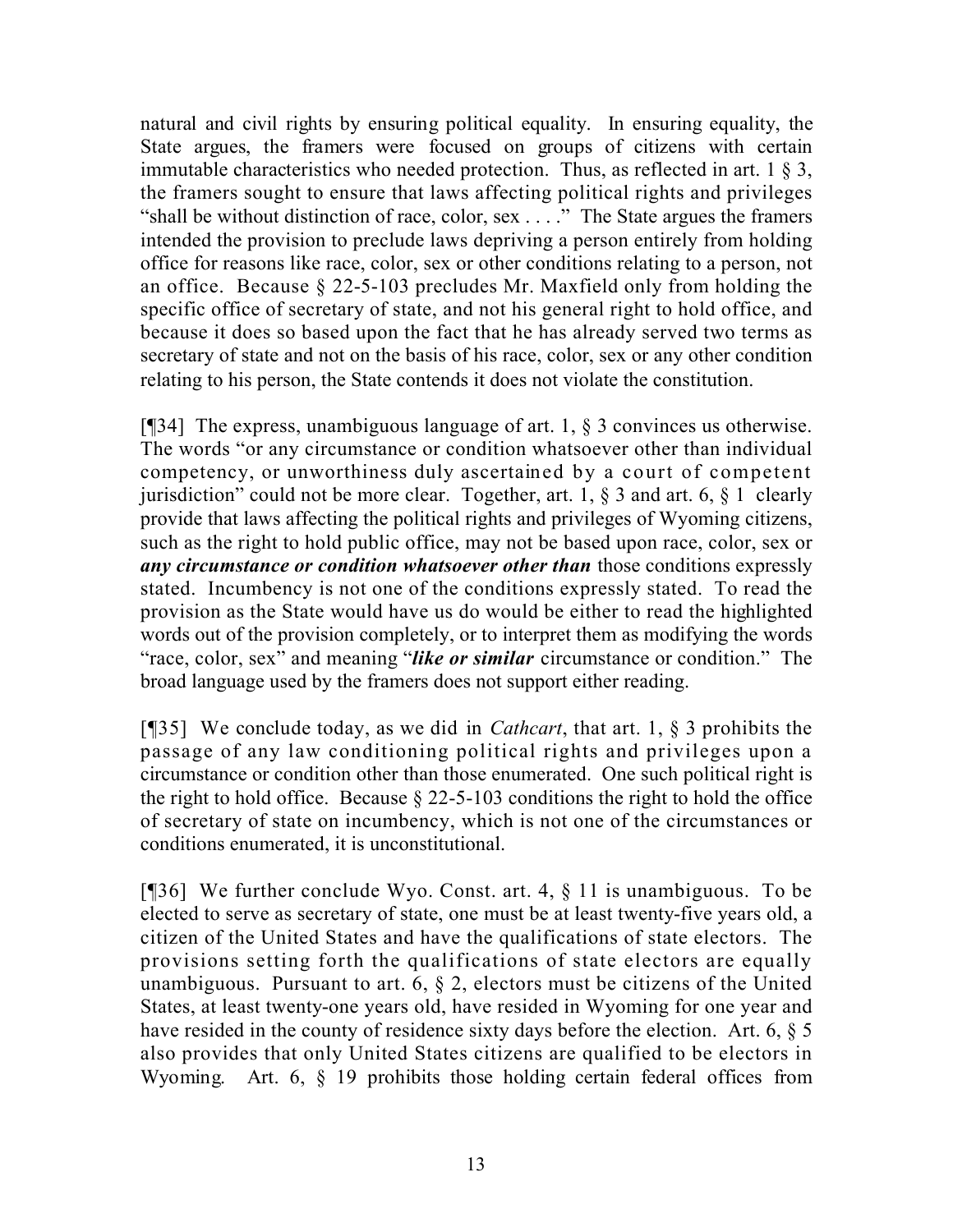natural and civil rights by ensuring political equality. In ensuring equality, the State argues, the framers were focused on groups of citizens with certain immutable characteristics who needed protection. Thus, as reflected in art. 1 § 3, the framers sought to ensure that laws affecting political rights and privileges "shall be without distinction of race, color, sex . . . ." The State argues the framers intended the provision to preclude laws depriving a person entirely from holding office for reasons like race, color, sex or other conditions relating to a person, not an office. Because § 22-5-103 precludes Mr. Maxfield only from holding the specific office of secretary of state, and not his general right to hold office, and because it does so based upon the fact that he has already served two terms as secretary of state and not on the basis of his race, color, sex or any other condition relating to his person, the State contends it does not violate the constitution.

[¶34] The express, unambiguous language of art. 1, § 3 convinces us otherwise. The words "or any circumstance or condition whatsoever other than individual competency, or unworthiness duly ascertained by a court of competent jurisdiction" could not be more clear. Together, art. 1, § 3 and art. 6, § 1 clearly provide that laws affecting the political rights and privileges of Wyoming citizens, such as the right to hold public office, may not be based upon race, color, sex or ***any circumstance or condition whatsoever other than*** those conditions expressly stated. Incumbency is not one of the conditions expressly stated. To read the provision as the State would have us do would be either to read the highlighted words out of the provision completely, or to interpret them as modifying the words "race, color, sex" and meaning "***like or similar*** circumstance or condition." The broad language used by the framers does not support either reading.

[¶35] We conclude today, as we did in *Cathcart*, that art. 1, § 3 prohibits the passage of any law conditioning political rights and privileges upon a circumstance or condition other than those enumerated. One such political right is the right to hold office. Because § 22-5-103 conditions the right to hold the office of secretary of state on incumbency, which is not one of the circumstances or conditions enumerated, it is unconstitutional.

[¶36] We further conclude Wyo. Const. art. 4, § 11 is unambiguous. To be elected to serve as secretary of state, one must be at least twenty-five years old, a citizen of the United States and have the qualifications of state electors. The provisions setting forth the qualifications of state electors are equally unambiguous. Pursuant to art. 6, § 2, electors must be citizens of the United States, at least twenty-one years old, have resided in Wyoming for one year and have resided in the county of residence sixty days before the election. Art. 6, § 5 also provides that only United States citizens are qualified to be electors in Wyoming. Art. 6, § 19 prohibits those holding certain federal offices from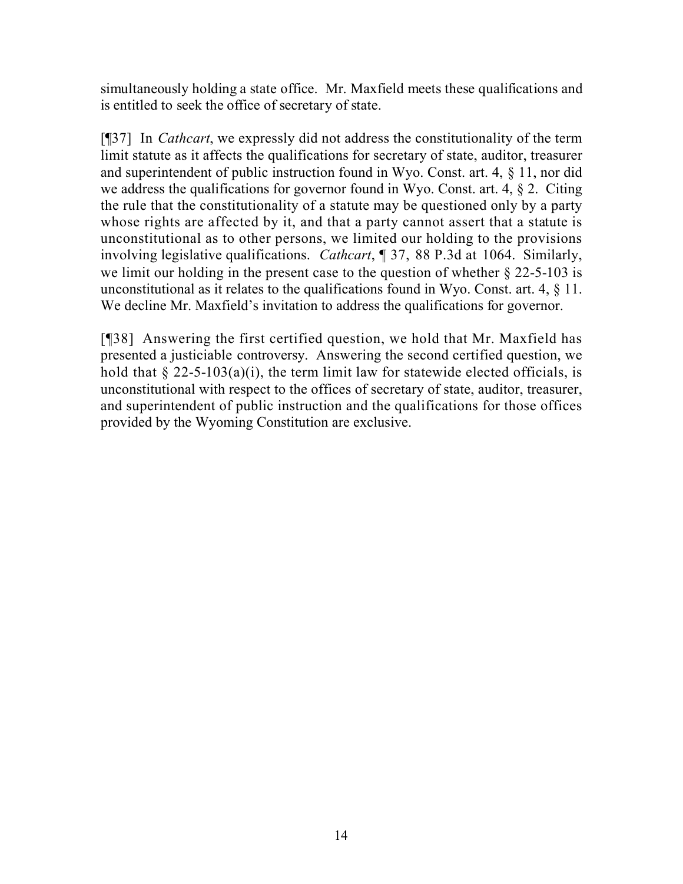simultaneously holding a state office. Mr. Maxfield meets these qualifications and is entitled to seek the office of secretary of state.

[¶37] In *Cathcart*, we expressly did not address the constitutionality of the term limit statute as it affects the qualifications for secretary of state, auditor, treasurer and superintendent of public instruction found in Wyo. Const. art. 4, § 11, nor did we address the qualifications for governor found in Wyo. Const. art. 4, § 2. Citing the rule that the constitutionality of a statute may be questioned only by a party whose rights are affected by it, and that a party cannot assert that a statute is unconstitutional as to other persons, we limited our holding to the provisions involving legislative qualifications. *Cathcart*, ¶ 37, 88 P.3d at 1064. Similarly, we limit our holding in the present case to the question of whether § 22-5-103 is unconstitutional as it relates to the qualifications found in Wyo. Const. art. 4, § 11. We decline Mr. Maxfield's invitation to address the qualifications for governor.

[¶38] Answering the first certified question, we hold that Mr. Maxfield has presented a justiciable controversy. Answering the second certified question, we hold that § 22-5-103(a)(i), the term limit law for statewide elected officials, is unconstitutional with respect to the offices of secretary of state, auditor, treasurer, and superintendent of public instruction and the qualifications for those offices provided by the Wyoming Constitution are exclusive.